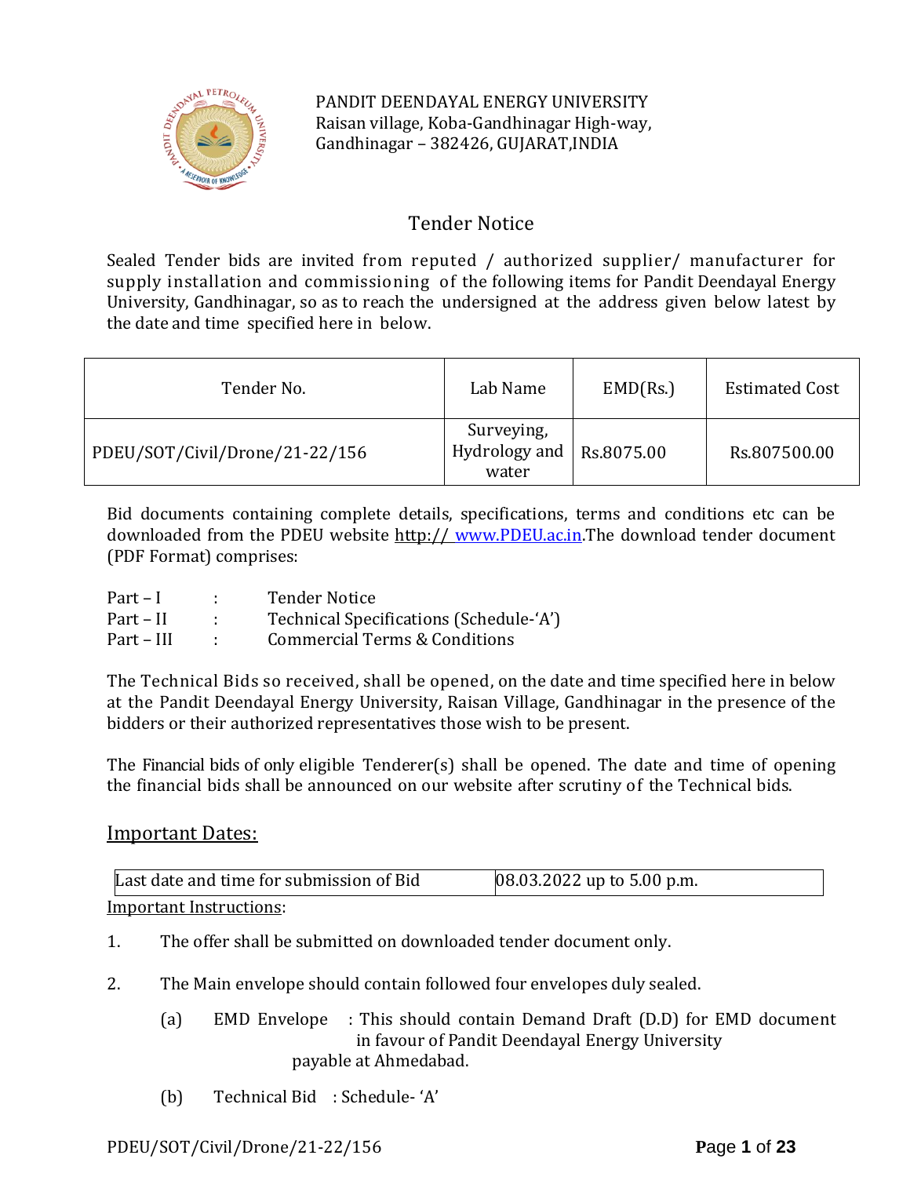PANDIT DEENDAYAL ENERGY UNIVERSITY
Raisan village, Koba-Gandhinagar High-way,
Gandhinagar – 382426, GUJARAT,INDIA

# Tender Notice

Sealed Tender bids are invited from reputed / authorized supplier/ manufacturer for supply installation and commissioning of the following items for Pandit Deendayal Energy University, Gandhinagar, so as to reach the undersigned at the address given below latest by the date and time specified here in below.

| Tender No. | Lab Name | EMD(Rs.) | Estimated Cost |
|---|---|---|---|
| PDEU/SOT/Civil/Drone/21-22/156 | Surveying, Hydrology and water | Rs.8075.00 | Rs.807500.00 |

Bid documents containing complete details, specifications, terms and conditions etc can be downloaded from the PDEU website http:// www.PDEU.ac.in.The download tender document (PDF Format) comprises:

Part – I : Tender Notice
Part – II : Technical Specifications (Schedule-'A')
Part – III : Commercial Terms & Conditions

The Technical Bids so received, shall be opened, on the date and time specified here in below at the Pandit Deendayal Energy University, Raisan Village, Gandhinagar in the presence of the bidders or their authorized representatives those wish to be present.

The Financial bids of only eligible Tenderer(s) shall be opened. The date and time of opening the financial bids shall be announced on our website after scrutiny of the Technical bids.

## Important Dates:

| Last date and time for submission of Bid | 08.03.2022 up to 5.00 p.m. |
|---|---|

Important Instructions:

1. The offer shall be submitted on downloaded tender document only.

2. The Main envelope should contain followed four envelopes duly sealed.

   (a) EMD Envelope : This should contain Demand Draft (D.D) for EMD document in favour of Pandit Deendayal Energy University payable at Ahmedabad.

   (b) Technical Bid : Schedule- 'A'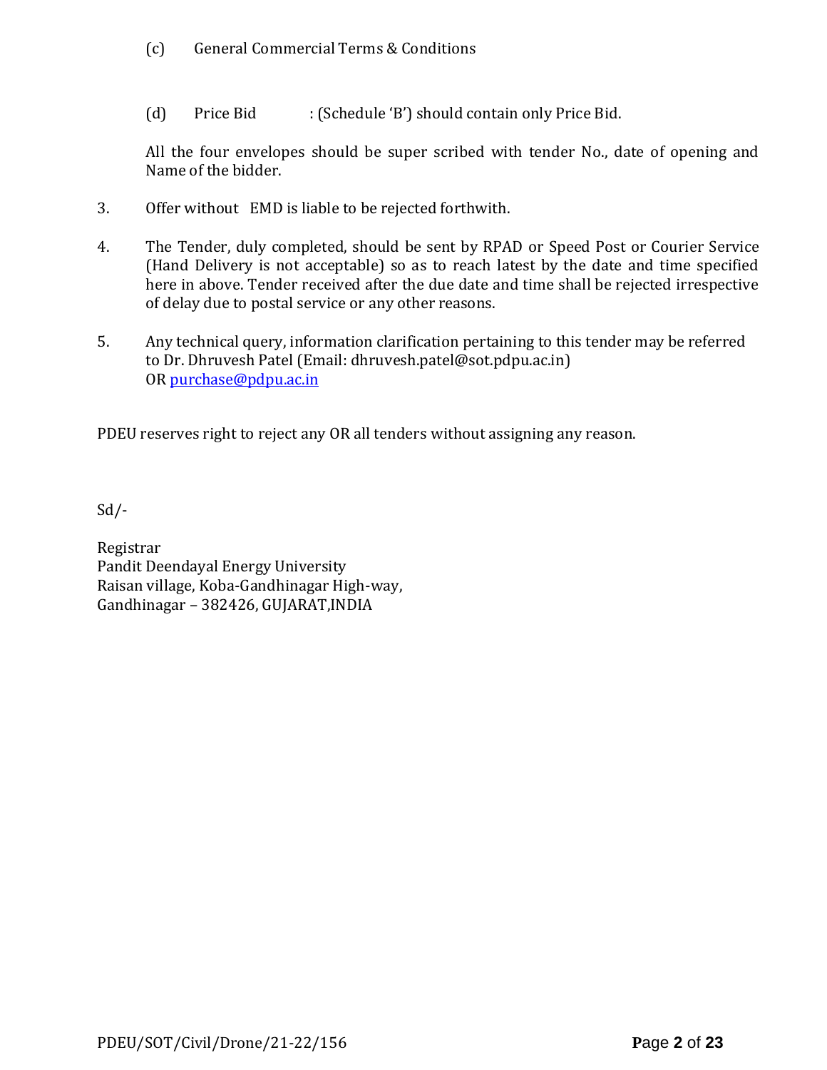(c) General Commercial Terms & Conditions

(d) Price Bid : (Schedule 'B') should contain only Price Bid.

All the four envelopes should be super scribed with tender No., date of opening and Name of the bidder.

3. Offer without EMD is liable to be rejected forthwith.

4. The Tender, duly completed, should be sent by RPAD or Speed Post or Courier Service (Hand Delivery is not acceptable) so as to reach latest by the date and time specified here in above. Tender received after the due date and time shall be rejected irrespective of delay due to postal service or any other reasons.

5. Any technical query, information clarification pertaining to this tender may be referred to Dr. Dhruvesh Patel (Email: dhruvesh.patel@sot.pdpu.ac.in) OR purchase@pdpu.ac.in

PDEU reserves right to reject any OR all tenders without assigning any reason.

Sd/-

Registrar
Pandit Deendayal Energy University
Raisan village, Koba-Gandhinagar High-way,
Gandhinagar – 382426, GUJARAT,INDIA

PDEU/SOT/Civil/Drone/21-22/156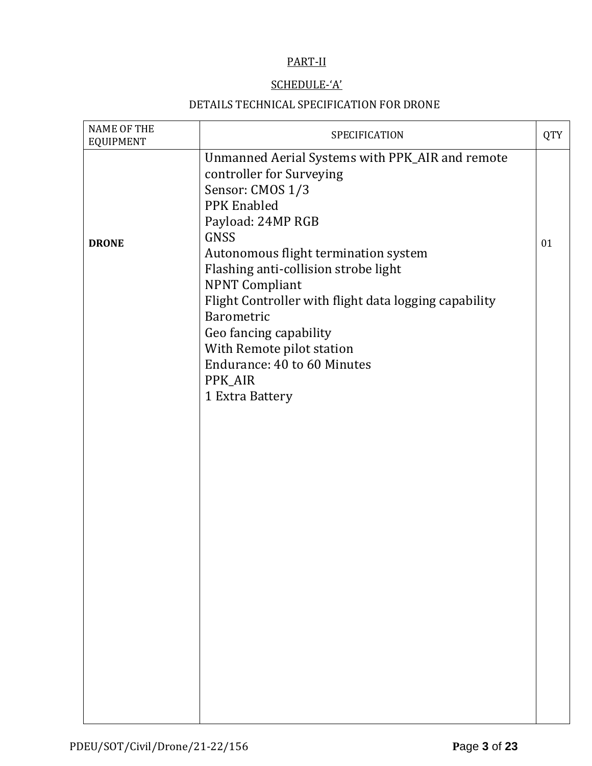PART-II

SCHEDULE-'A'

DETAILS TECHNICAL SPECIFICATION FOR DRONE

| NAME OF THE EQUIPMENT | SPECIFICATION | QTY |
| --- | --- | --- |
| **DRONE** | Unmanned Aerial Systems with PPK_AIR and remote controller for Surveying<br>Sensor: CMOS 1/3<br>PPK Enabled<br>Payload: 24MP RGB<br>GNSS<br>Autonomous flight termination system<br>Flashing anti-collision strobe light<br>NPNT Compliant<br>Flight Controller with flight data logging capability<br>Barometric<br>Geo fancing capability<br>With Remote pilot station<br>Endurance: 40 to 60 Minutes<br>PPK_AIR<br>1 Extra Battery | 01 |

PDEU/SOT/Civil/Drone/21-22/156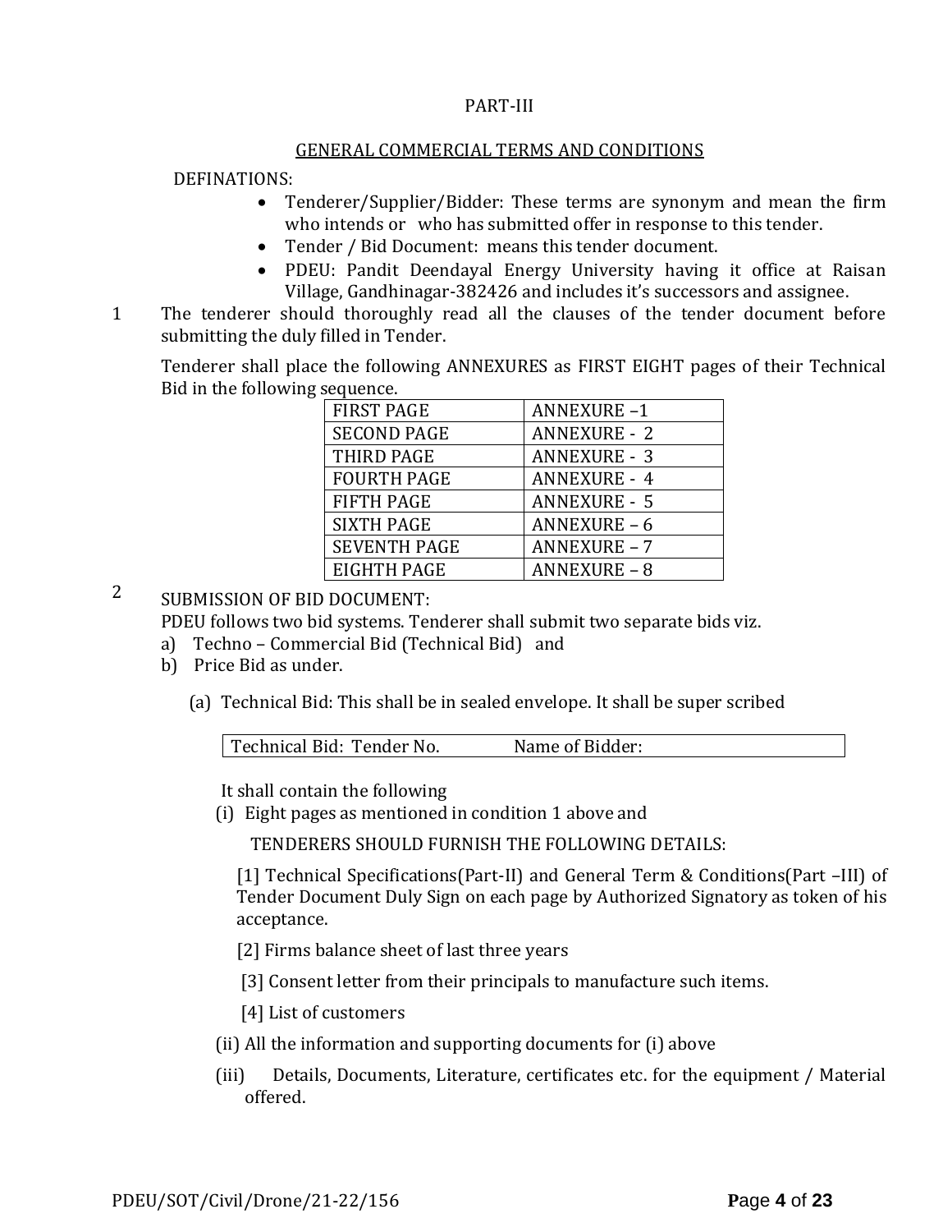PART-III

## GENERAL COMMERCIAL TERMS AND CONDITIONS

DEFINATIONS:

- Tenderer/Supplier/Bidder: These terms are synonym and mean the firm who intends or who has submitted offer in response to this tender.
- Tender / Bid Document: means this tender document.
- PDEU: Pandit Deendayal Energy University having it office at Raisan Village, Gandhinagar-382426 and includes it's successors and assignee.

1 The tenderer should thoroughly read all the clauses of the tender document before submitting the duly filled in Tender.

Tenderer shall place the following ANNEXURES as FIRST EIGHT pages of their Technical Bid in the following sequence.

| FIRST PAGE | ANNEXURE –1 |
|---|---|
| SECOND PAGE | ANNEXURE - 2 |
| THIRD PAGE | ANNEXURE - 3 |
| FOURTH PAGE | ANNEXURE - 4 |
| FIFTH PAGE | ANNEXURE - 5 |
| SIXTH PAGE | ANNEXURE – 6 |
| SEVENTH PAGE | ANNEXURE – 7 |
| EIGHTH PAGE | ANNEXURE – 8 |

2 SUBMISSION OF BID DOCUMENT:

PDEU follows two bid systems. Tenderer shall submit two separate bids viz.

a) Techno – Commercial Bid (Technical Bid) and
b) Price Bid as under.

(a) Technical Bid: This shall be in sealed envelope. It shall be super scribed

| Technical Bid: Tender No. | Name of Bidder: |
|---|---|

It shall contain the following

(i) Eight pages as mentioned in condition 1 above and

TENDERERS SHOULD FURNISH THE FOLLOWING DETAILS:

[1] Technical Specifications(Part-II) and General Term & Conditions(Part –III) of Tender Document Duly Sign on each page by Authorized Signatory as token of his acceptance.

[2] Firms balance sheet of last three years

[3] Consent letter from their principals to manufacture such items.

[4] List of customers

(ii) All the information and supporting documents for (i) above

(iii) Details, Documents, Literature, certificates etc. for the equipment / Material offered.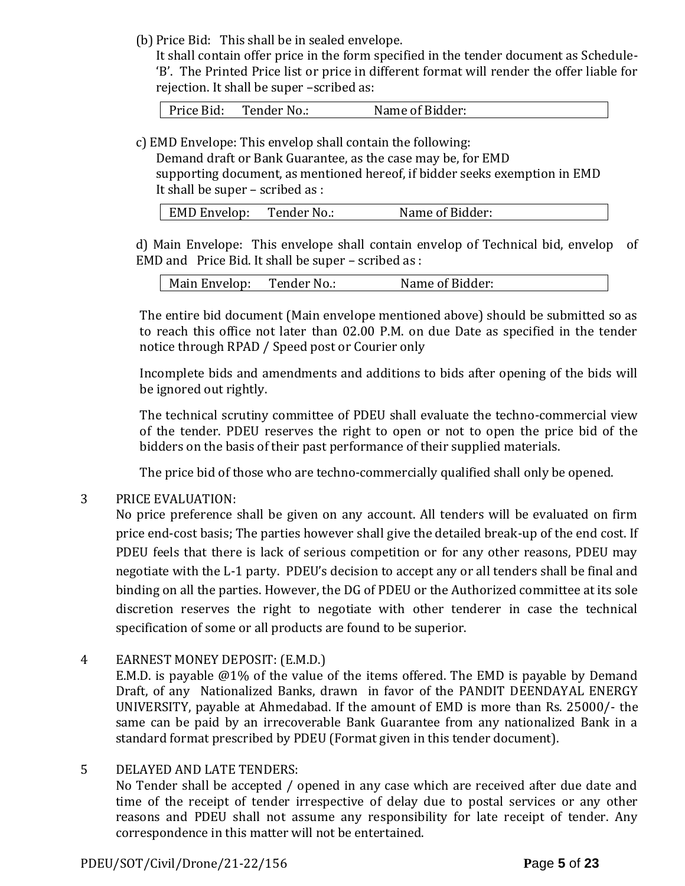(b) Price Bid: This shall be in sealed envelope.

It shall contain offer price in the form specified in the tender document as Schedule-'B'. The Printed Price list or price in different format will render the offer liable for rejection. It shall be super –scribed as:

| Price Bid: Tender No.: Name of Bidder: |
|---|

c) EMD Envelope: This envelop shall contain the following:

Demand draft or Bank Guarantee, as the case may be, for EMD

supporting document, as mentioned hereof, if bidder seeks exemption in EMD

It shall be super – scribed as :

| EMD Envelop: Tender No.: Name of Bidder: |
|---|

d) Main Envelope: This envelope shall contain envelop of Technical bid, envelop of EMD and Price Bid. It shall be super – scribed as :

| Main Envelop: Tender No.: Name of Bidder: |
|---|

The entire bid document (Main envelope mentioned above) should be submitted so as to reach this office not later than 02.00 P.M. on due Date as specified in the tender notice through RPAD / Speed post or Courier only

Incomplete bids and amendments and additions to bids after opening of the bids will be ignored out rightly.

The technical scrutiny committee of PDEU shall evaluate the techno-commercial view of the tender. PDEU reserves the right to open or not to open the price bid of the bidders on the basis of their past performance of their supplied materials.

The price bid of those who are techno-commercially qualified shall only be opened.

3 PRICE EVALUATION:

No price preference shall be given on any account. All tenders will be evaluated on firm price end-cost basis; The parties however shall give the detailed break-up of the end cost. If PDEU feels that there is lack of serious competition or for any other reasons, PDEU may negotiate with the L-1 party. PDEU's decision to accept any or all tenders shall be final and binding on all the parties. However, the DG of PDEU or the Authorized committee at its sole discretion reserves the right to negotiate with other tenderer in case the technical specification of some or all products are found to be superior.

4 EARNEST MONEY DEPOSIT: (E.M.D.)

E.M.D. is payable @1% of the value of the items offered. The EMD is payable by Demand Draft, of any Nationalized Banks, drawn in favor of the PANDIT DEENDAYAL ENERGY UNIVERSITY, payable at Ahmedabad. If the amount of EMD is more than Rs. 25000/- the same can be paid by an irrecoverable Bank Guarantee from any nationalized Bank in a standard format prescribed by PDEU (Format given in this tender document).

5 DELAYED AND LATE TENDERS:

No Tender shall be accepted / opened in any case which are received after due date and time of the receipt of tender irrespective of delay due to postal services or any other reasons and PDEU shall not assume any responsibility for late receipt of tender. Any correspondence in this matter will not be entertained.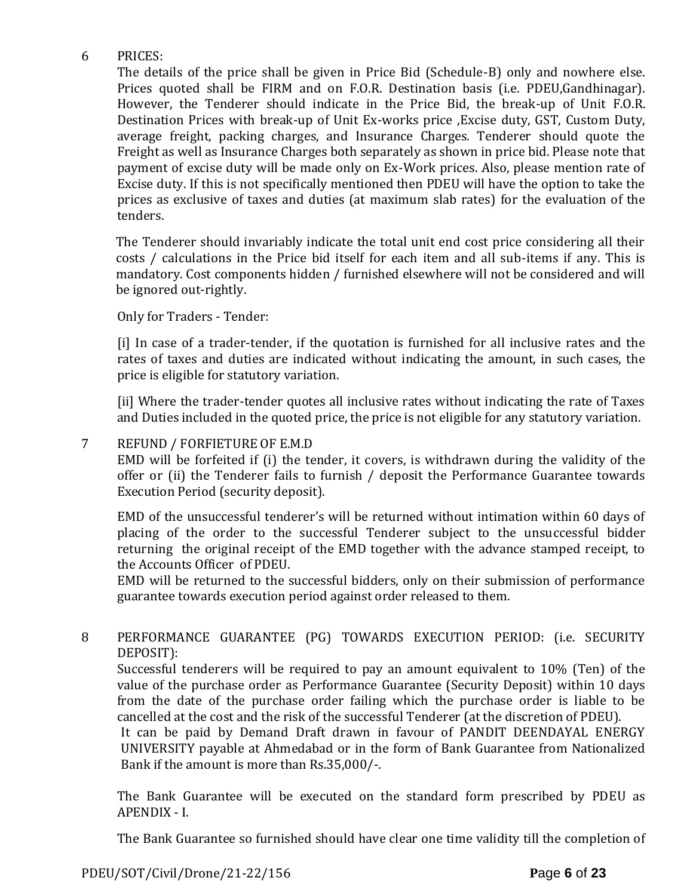6 PRICES:

The details of the price shall be given in Price Bid (Schedule-B) only and nowhere else. Prices quoted shall be FIRM and on F.O.R. Destination basis (i.e. PDEU,Gandhinagar). However, the Tenderer should indicate in the Price Bid, the break-up of Unit F.O.R. Destination Prices with break-up of Unit Ex-works price ,Excise duty, GST, Custom Duty, average freight, packing charges, and Insurance Charges. Tenderer should quote the Freight as well as Insurance Charges both separately as shown in price bid. Please note that payment of excise duty will be made only on Ex-Work prices. Also, please mention rate of Excise duty. If this is not specifically mentioned then PDEU will have the option to take the prices as exclusive of taxes and duties (at maximum slab rates) for the evaluation of the tenders.

The Tenderer should invariably indicate the total unit end cost price considering all their costs / calculations in the Price bid itself for each item and all sub-items if any. This is mandatory. Cost components hidden / furnished elsewhere will not be considered and will be ignored out-rightly.

Only for Traders - Tender:

[i] In case of a trader-tender, if the quotation is furnished for all inclusive rates and the rates of taxes and duties are indicated without indicating the amount, in such cases, the price is eligible for statutory variation.

[ii] Where the trader-tender quotes all inclusive rates without indicating the rate of Taxes and Duties included in the quoted price, the price is not eligible for any statutory variation.

7 REFUND / FORFIETURE OF E.M.D

EMD will be forfeited if (i) the tender, it covers, is withdrawn during the validity of the offer or (ii) the Tenderer fails to furnish / deposit the Performance Guarantee towards Execution Period (security deposit).

EMD of the unsuccessful tenderer's will be returned without intimation within 60 days of placing of the order to the successful Tenderer subject to the unsuccessful bidder returning the original receipt of the EMD together with the advance stamped receipt, to the Accounts Officer of PDEU.

EMD will be returned to the successful bidders, only on their submission of performance guarantee towards execution period against order released to them.

8 PERFORMANCE GUARANTEE (PG) TOWARDS EXECUTION PERIOD: (i.e. SECURITY DEPOSIT):

Successful tenderers will be required to pay an amount equivalent to 10% (Ten) of the value of the purchase order as Performance Guarantee (Security Deposit) within 10 days from the date of the purchase order failing which the purchase order is liable to be cancelled at the cost and the risk of the successful Tenderer (at the discretion of PDEU).

It can be paid by Demand Draft drawn in favour of PANDIT DEENDAYAL ENERGY UNIVERSITY payable at Ahmedabad or in the form of Bank Guarantee from Nationalized Bank if the amount is more than Rs.35,000/-.

The Bank Guarantee will be executed on the standard form prescribed by PDEU as APENDIX - I.

The Bank Guarantee so furnished should have clear one time validity till the completion of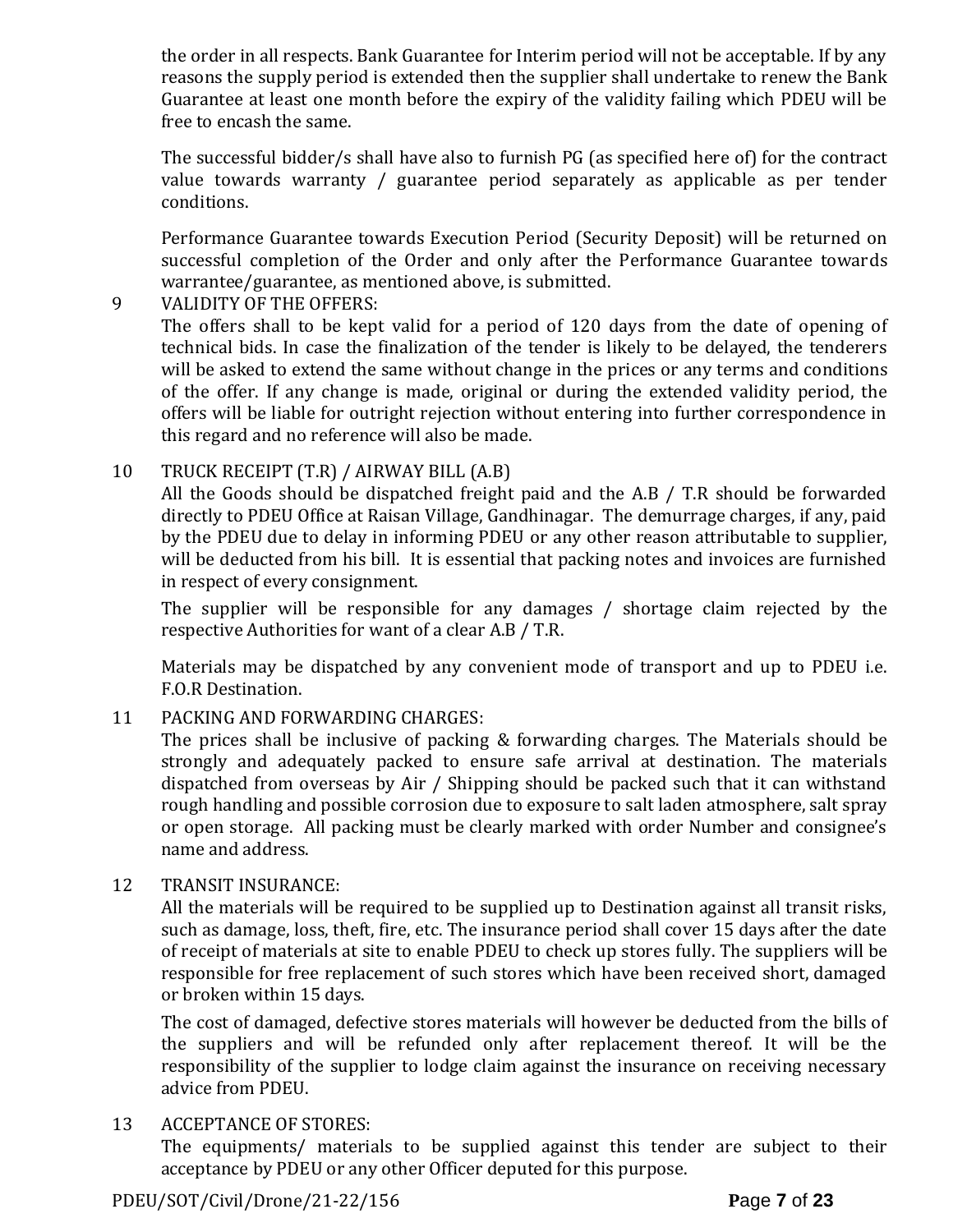the order in all respects. Bank Guarantee for Interim period will not be acceptable. If by any reasons the supply period is extended then the supplier shall undertake to renew the Bank Guarantee at least one month before the expiry of the validity failing which PDEU will be free to encash the same.

The successful bidder/s shall have also to furnish PG (as specified here of) for the contract value towards warranty / guarantee period separately as applicable as per tender conditions.

Performance Guarantee towards Execution Period (Security Deposit) will be returned on successful completion of the Order and only after the Performance Guarantee towards warrantee/guarantee, as mentioned above, is submitted.

9 VALIDITY OF THE OFFERS:

The offers shall to be kept valid for a period of 120 days from the date of opening of technical bids. In case the finalization of the tender is likely to be delayed, the tenderers will be asked to extend the same without change in the prices or any terms and conditions of the offer. If any change is made, original or during the extended validity period, the offers will be liable for outright rejection without entering into further correspondence in this regard and no reference will also be made.

10 TRUCK RECEIPT (T.R) / AIRWAY BILL (A.B)

All the Goods should be dispatched freight paid and the A.B / T.R should be forwarded directly to PDEU Office at Raisan Village, Gandhinagar. The demurrage charges, if any, paid by the PDEU due to delay in informing PDEU or any other reason attributable to supplier, will be deducted from his bill. It is essential that packing notes and invoices are furnished in respect of every consignment.

The supplier will be responsible for any damages / shortage claim rejected by the respective Authorities for want of a clear A.B / T.R.

Materials may be dispatched by any convenient mode of transport and up to PDEU i.e. F.O.R Destination.

11 PACKING AND FORWARDING CHARGES:

The prices shall be inclusive of packing & forwarding charges. The Materials should be strongly and adequately packed to ensure safe arrival at destination. The materials dispatched from overseas by Air / Shipping should be packed such that it can withstand rough handling and possible corrosion due to exposure to salt laden atmosphere, salt spray or open storage. All packing must be clearly marked with order Number and consignee's name and address.

12 TRANSIT INSURANCE:

All the materials will be required to be supplied up to Destination against all transit risks, such as damage, loss, theft, fire, etc. The insurance period shall cover 15 days after the date of receipt of materials at site to enable PDEU to check up stores fully. The suppliers will be responsible for free replacement of such stores which have been received short, damaged or broken within 15 days.

The cost of damaged, defective stores materials will however be deducted from the bills of the suppliers and will be refunded only after replacement thereof. It will be the responsibility of the supplier to lodge claim against the insurance on receiving necessary advice from PDEU.

13 ACCEPTANCE OF STORES:

The equipments/ materials to be supplied against this tender are subject to their acceptance by PDEU or any other Officer deputed for this purpose.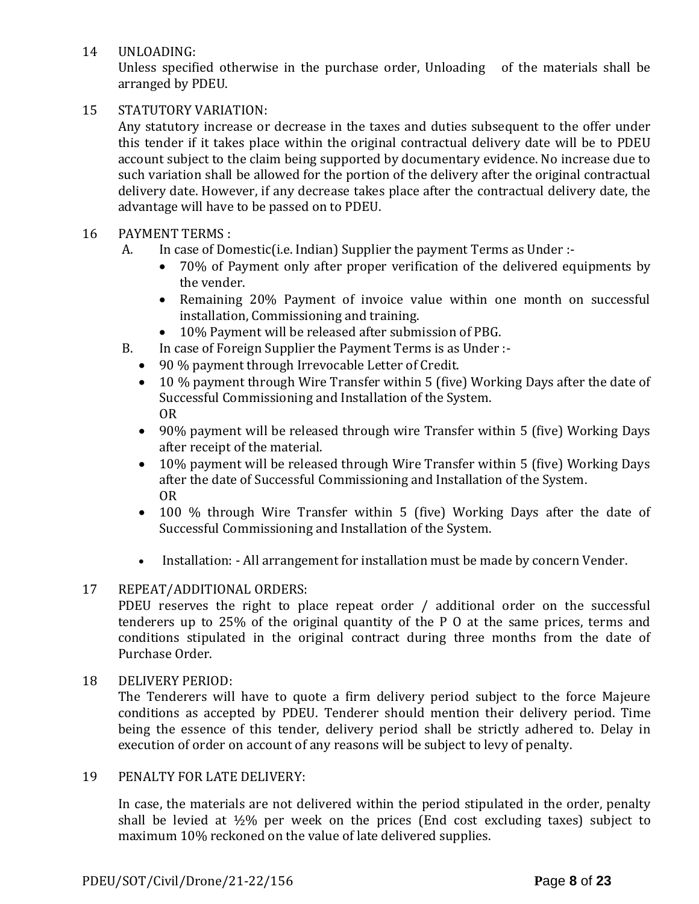14 UNLOADING:

Unless specified otherwise in the purchase order, Unloading of the materials shall be arranged by PDEU.

15 STATUTORY VARIATION:

Any statutory increase or decrease in the taxes and duties subsequent to the offer under this tender if it takes place within the original contractual delivery date will be to PDEU account subject to the claim being supported by documentary evidence. No increase due to such variation shall be allowed for the portion of the delivery after the original contractual delivery date. However, if any decrease takes place after the contractual delivery date, the advantage will have to be passed on to PDEU.

16 PAYMENT TERMS :

A. In case of Domestic(i.e. Indian) Supplier the payment Terms as Under :-
- 70% of Payment only after proper verification of the delivered equipments by the vender.
- Remaining 20% Payment of invoice value within one month on successful installation, Commissioning and training.
- 10% Payment will be released after submission of PBG.

B. In case of Foreign Supplier the Payment Terms is as Under :-
- 90 % payment through Irrevocable Letter of Credit.
- 10 % payment through Wire Transfer within 5 (five) Working Days after the date of Successful Commissioning and Installation of the System.
  OR
- 90% payment will be released through wire Transfer within 5 (five) Working Days after receipt of the material.
- 10% payment will be released through Wire Transfer within 5 (five) Working Days after the date of Successful Commissioning and Installation of the System.
  OR
- 100 % through Wire Transfer within 5 (five) Working Days after the date of Successful Commissioning and Installation of the System.

- Installation: - All arrangement for installation must be made by concern Vender.

17 REPEAT/ADDITIONAL ORDERS:

PDEU reserves the right to place repeat order / additional order on the successful tenderers up to 25% of the original quantity of the P O at the same prices, terms and conditions stipulated in the original contract during three months from the date of Purchase Order.

18 DELIVERY PERIOD:

The Tenderers will have to quote a firm delivery period subject to the force Majeure conditions as accepted by PDEU. Tenderer should mention their delivery period. Time being the essence of this tender, delivery period shall be strictly adhered to. Delay in execution of order on account of any reasons will be subject to levy of penalty.

19 PENALTY FOR LATE DELIVERY:

In case, the materials are not delivered within the period stipulated in the order, penalty shall be levied at ½% per week on the prices (End cost excluding taxes) subject to maximum 10% reckoned on the value of late delivered supplies.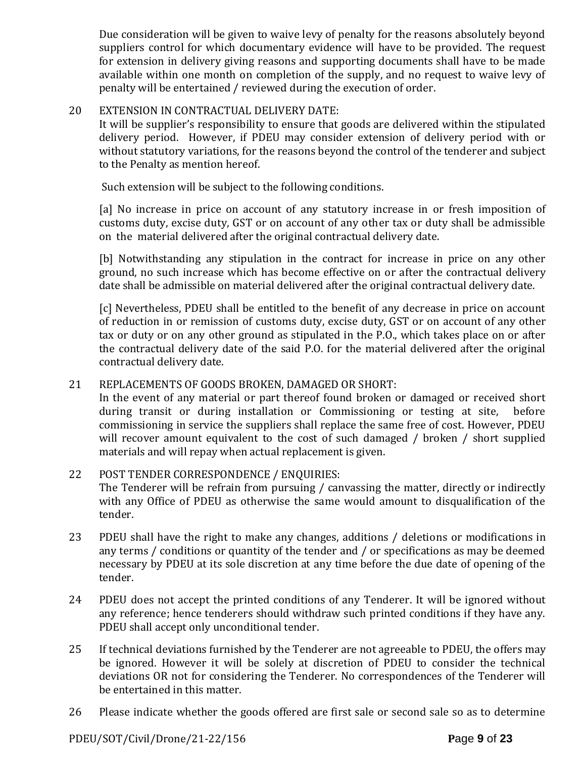Due consideration will be given to waive levy of penalty for the reasons absolutely beyond suppliers control for which documentary evidence will have to be provided. The request for extension in delivery giving reasons and supporting documents shall have to be made available within one month on completion of the supply, and no request to waive levy of penalty will be entertained / reviewed during the execution of order.

20 EXTENSION IN CONTRACTUAL DELIVERY DATE:

It will be supplier's responsibility to ensure that goods are delivered within the stipulated delivery period. However, if PDEU may consider extension of delivery period with or without statutory variations, for the reasons beyond the control of the tenderer and subject to the Penalty as mention hereof.

Such extension will be subject to the following conditions.

[a] No increase in price on account of any statutory increase in or fresh imposition of customs duty, excise duty, GST or on account of any other tax or duty shall be admissible on the material delivered after the original contractual delivery date.

[b] Notwithstanding any stipulation in the contract for increase in price on any other ground, no such increase which has become effective on or after the contractual delivery date shall be admissible on material delivered after the original contractual delivery date.

[c] Nevertheless, PDEU shall be entitled to the benefit of any decrease in price on account of reduction in or remission of customs duty, excise duty, GST or on account of any other tax or duty or on any other ground as stipulated in the P.O., which takes place on or after the contractual delivery date of the said P.O. for the material delivered after the original contractual delivery date.

21 REPLACEMENTS OF GOODS BROKEN, DAMAGED OR SHORT:

In the event of any material or part thereof found broken or damaged or received short during transit or during installation or Commissioning or testing at site, before commissioning in service the suppliers shall replace the same free of cost. However, PDEU will recover amount equivalent to the cost of such damaged / broken / short supplied materials and will repay when actual replacement is given.

22 POST TENDER CORRESPONDENCE / ENQUIRIES:

The Tenderer will be refrain from pursuing / canvassing the matter, directly or indirectly with any Office of PDEU as otherwise the same would amount to disqualification of the tender.

23 PDEU shall have the right to make any changes, additions / deletions or modifications in any terms / conditions or quantity of the tender and / or specifications as may be deemed necessary by PDEU at its sole discretion at any time before the due date of opening of the tender.

24 PDEU does not accept the printed conditions of any Tenderer. It will be ignored without any reference; hence tenderers should withdraw such printed conditions if they have any. PDEU shall accept only unconditional tender.

25 If technical deviations furnished by the Tenderer are not agreeable to PDEU, the offers may be ignored. However it will be solely at discretion of PDEU to consider the technical deviations OR not for considering the Tenderer. No correspondences of the Tenderer will be entertained in this matter.

26 Please indicate whether the goods offered are first sale or second sale so as to determine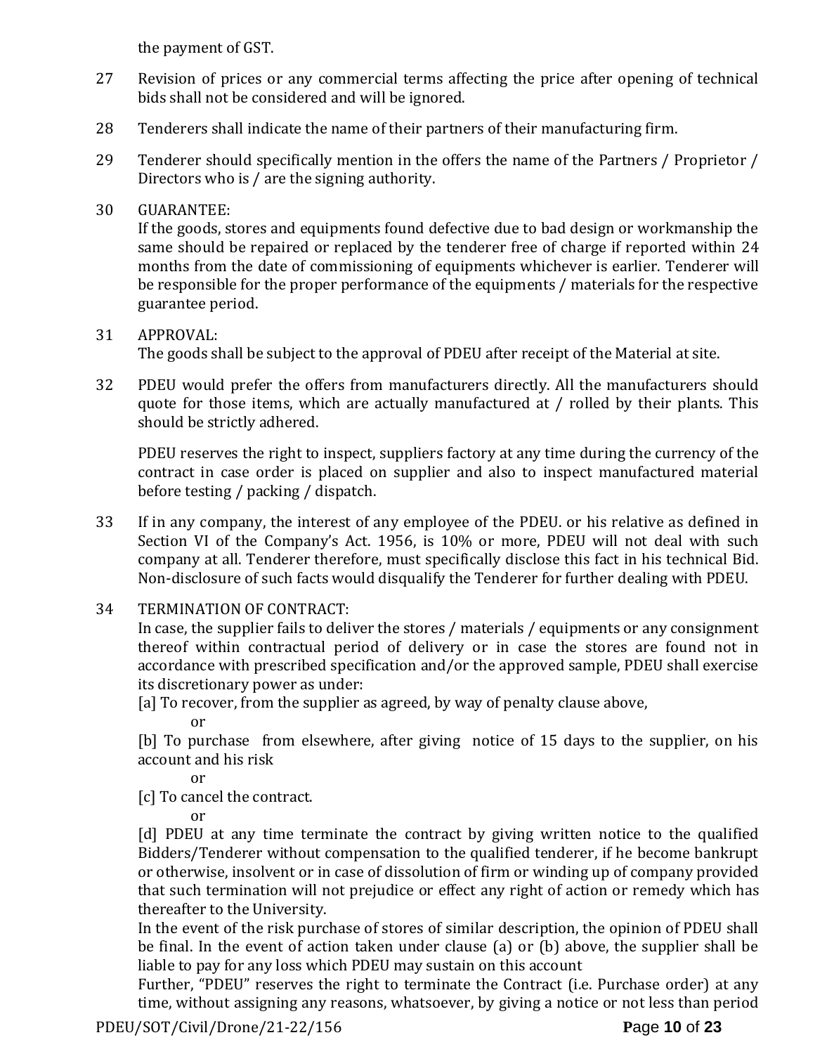the payment of GST.

27 Revision of prices or any commercial terms affecting the price after opening of technical bids shall not be considered and will be ignored.

28 Tenderers shall indicate the name of their partners of their manufacturing firm.

29 Tenderer should specifically mention in the offers the name of the Partners / Proprietor / Directors who is / are the signing authority.

30 GUARANTEE:
If the goods, stores and equipments found defective due to bad design or workmanship the same should be repaired or replaced by the tenderer free of charge if reported within 24 months from the date of commissioning of equipments whichever is earlier. Tenderer will be responsible for the proper performance of the equipments / materials for the respective guarantee period.

31 APPROVAL:
The goods shall be subject to the approval of PDEU after receipt of the Material at site.

32 PDEU would prefer the offers from manufacturers directly. All the manufacturers should quote for those items, which are actually manufactured at / rolled by their plants. This should be strictly adhered.

PDEU reserves the right to inspect, suppliers factory at any time during the currency of the contract in case order is placed on supplier and also to inspect manufactured material before testing / packing / dispatch.

33 If in any company, the interest of any employee of the PDEU. or his relative as defined in Section VI of the Company's Act. 1956, is 10% or more, PDEU will not deal with such company at all. Tenderer therefore, must specifically disclose this fact in his technical Bid. Non-disclosure of such facts would disqualify the Tenderer for further dealing with PDEU.

34 TERMINATION OF CONTRACT:
In case, the supplier fails to deliver the stores / materials / equipments or any consignment thereof within contractual period of delivery or in case the stores are found not in accordance with prescribed specification and/or the approved sample, PDEU shall exercise its discretionary power as under:

[a] To recover, from the supplier as agreed, by way of penalty clause above,

or

[b] To purchase from elsewhere, after giving notice of 15 days to the supplier, on his account and his risk

or

[c] To cancel the contract.

or

[d] PDEU at any time terminate the contract by giving written notice to the qualified Bidders/Tenderer without compensation to the qualified tenderer, if he become bankrupt or otherwise, insolvent or in case of dissolution of firm or winding up of company provided that such termination will not prejudice or effect any right of action or remedy which has thereafter to the University.

In the event of the risk purchase of stores of similar description, the opinion of PDEU shall be final. In the event of action taken under clause (a) or (b) above, the supplier shall be liable to pay for any loss which PDEU may sustain on this account

Further, "PDEU" reserves the right to terminate the Contract (i.e. Purchase order) at any time, without assigning any reasons, whatsoever, by giving a notice or not less than period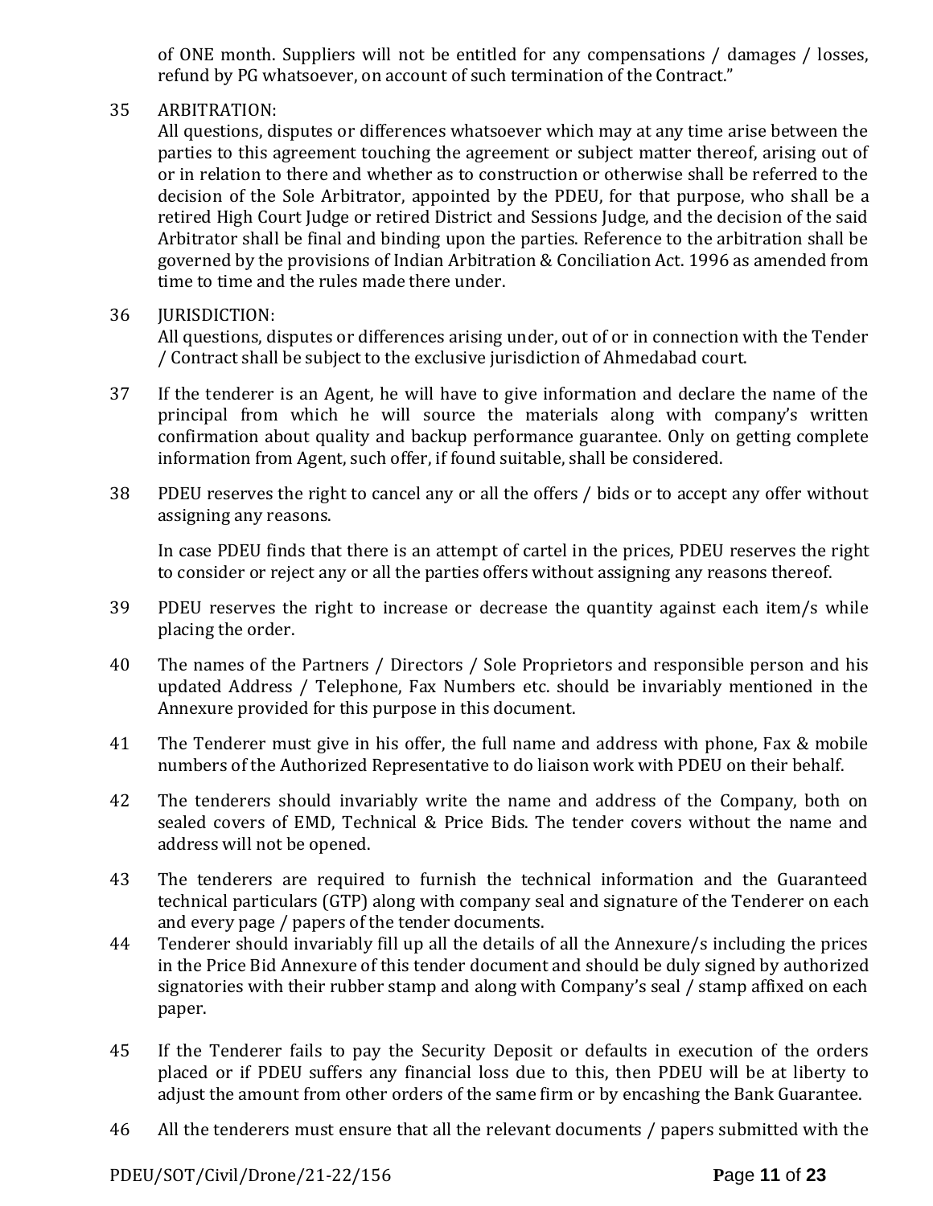of ONE month. Suppliers will not be entitled for any compensations / damages / losses, refund by PG whatsoever, on account of such termination of the Contract."

35 ARBITRATION:
All questions, disputes or differences whatsoever which may at any time arise between the parties to this agreement touching the agreement or subject matter thereof, arising out of or in relation to there and whether as to construction or otherwise shall be referred to the decision of the Sole Arbitrator, appointed by the PDEU, for that purpose, who shall be a retired High Court Judge or retired District and Sessions Judge, and the decision of the said Arbitrator shall be final and binding upon the parties. Reference to the arbitration shall be governed by the provisions of Indian Arbitration & Conciliation Act. 1996 as amended from time to time and the rules made there under.

36 JURISDICTION:
All questions, disputes or differences arising under, out of or in connection with the Tender / Contract shall be subject to the exclusive jurisdiction of Ahmedabad court.

37 If the tenderer is an Agent, he will have to give information and declare the name of the principal from which he will source the materials along with company's written confirmation about quality and backup performance guarantee. Only on getting complete information from Agent, such offer, if found suitable, shall be considered.

38 PDEU reserves the right to cancel any or all the offers / bids or to accept any offer without assigning any reasons.

In case PDEU finds that there is an attempt of cartel in the prices, PDEU reserves the right to consider or reject any or all the parties offers without assigning any reasons thereof.

39 PDEU reserves the right to increase or decrease the quantity against each item/s while placing the order.

40 The names of the Partners / Directors / Sole Proprietors and responsible person and his updated Address / Telephone, Fax Numbers etc. should be invariably mentioned in the Annexure provided for this purpose in this document.

41 The Tenderer must give in his offer, the full name and address with phone, Fax & mobile numbers of the Authorized Representative to do liaison work with PDEU on their behalf.

42 The tenderers should invariably write the name and address of the Company, both on sealed covers of EMD, Technical & Price Bids. The tender covers without the name and address will not be opened.

43 The tenderers are required to furnish the technical information and the Guaranteed technical particulars (GTP) along with company seal and signature of the Tenderer on each and every page / papers of the tender documents.

44 Tenderer should invariably fill up all the details of all the Annexure/s including the prices in the Price Bid Annexure of this tender document and should be duly signed by authorized signatories with their rubber stamp and along with Company's seal / stamp affixed on each paper.

45 If the Tenderer fails to pay the Security Deposit or defaults in execution of the orders placed or if PDEU suffers any financial loss due to this, then PDEU will be at liberty to adjust the amount from other orders of the same firm or by encashing the Bank Guarantee.

46 All the tenderers must ensure that all the relevant documents / papers submitted with the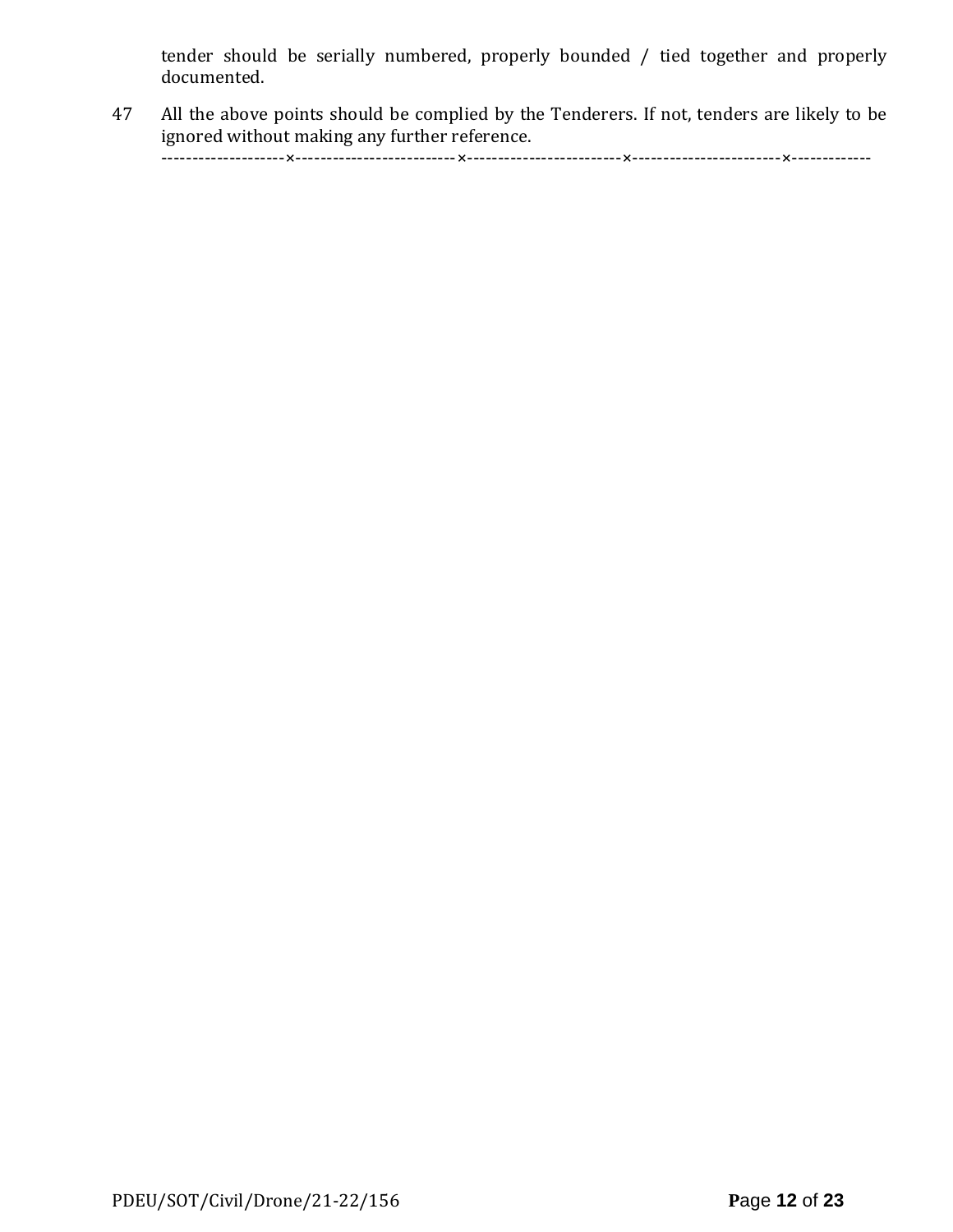tender should be serially numbered, properly bounded / tied together and properly documented.

47 All the above points should be complied by the Tenderers. If not, tenders are likely to be ignored without making any further reference.

--------------------×--------------------------×-------------------------×------------------------×-------------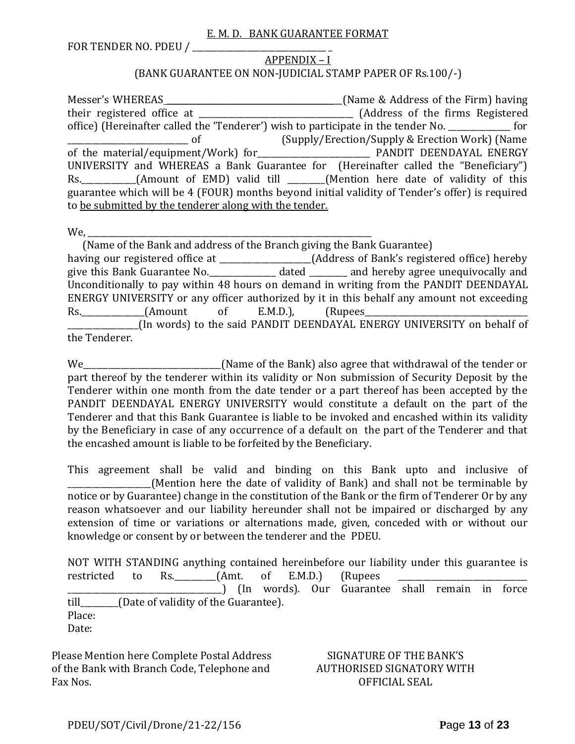## E. M. D. BANK GUARANTEE FORMAT

FOR TENDER NO. PDEU / ________________________________ _

### APPENDIX – I

(BANK GUARANTEE ON NON-JUDICIAL STAMP PAPER OF Rs.100/-)

Messer's WHEREAS___________________________________________(Name & Address of the Firm) having their registered office at _____________________________________ (Address of the firms Registered office) (Hereinafter called the 'Tenderer') wish to participate in the tender No. _______________ for _____________________________ of (Supply/Erection/Supply & Erection Work) (Name of the material/equipment/Work) for___________________________ PANDIT DEENDAYAL ENERGY UNIVERSITY and WHEREAS a Bank Guarantee for (Hereinafter called the "Beneficiary") Rs._____________(Amount of EMD) valid till _________(Mention here date of validity of this guarantee which will be 4 (FOUR) months beyond initial validity of Tender's offer) is required to be submitted by the tenderer along with the tender.

We, _______________________________________________________________________

(Name of the Bank and address of the Branch giving the Bank Guarantee)

having our registered office at ______________________(Address of Bank's registered office) hereby give this Bank Guarantee No.________________ dated _________ and hereby agree unequivocally and Unconditionally to pay within 48 hours on demand in writing from the PANDIT DEENDAYAL ENERGY UNIVERSITY or any officer authorized by it in this behalf any amount not exceeding Rs._______________(Amount of E.M.D.), (Rupees_________________________________________ _________________(In words) to the said PANDIT DEENDAYAL ENERGY UNIVERSITY on behalf of the Tenderer.

We_________________________________(Name of the Bank) also agree that withdrawal of the tender or part thereof by the tenderer within its validity or Non submission of Security Deposit by the Tenderer within one month from the date tender or a part thereof has been accepted by the PANDIT DEENDAYAL ENERGY UNIVERSITY would constitute a default on the part of the Tenderer and that this Bank Guarantee is liable to be invoked and encashed within its validity by the Beneficiary in case of any occurrence of a default on the part of the Tenderer and that the encashed amount is liable to be forfeited by the Beneficiary.

This agreement shall be valid and binding on this Bank upto and inclusive of ___________________(Mention here the date of validity of Bank) and shall not be terminable by notice or by Guarantee) change in the constitution of the Bank or the firm of Tenderer Or by any reason whatsoever and our liability hereunder shall not be impaired or discharged by any extension of time or variations or alternations made, given, conceded with or without our knowledge or consent by or between the tenderer and the PDEU.

NOT WITH STANDING anything contained hereinbefore our liability under this guarantee is restricted to Rs.__________(Amt. of E.M.D.) (Rupees _______________________________ ______________________________________) (In words). Our Guarantee shall remain in force till_________(Date of validity of the Guarantee).

Place:

Date:

Please Mention here Complete Postal Address of the Bank with Branch Code, Telephone and Fax Nos.

SIGNATURE OF THE BANK'S AUTHORISED SIGNATORY WITH OFFICIAL SEAL

PDEU/SOT/Civil/Drone/21-22/156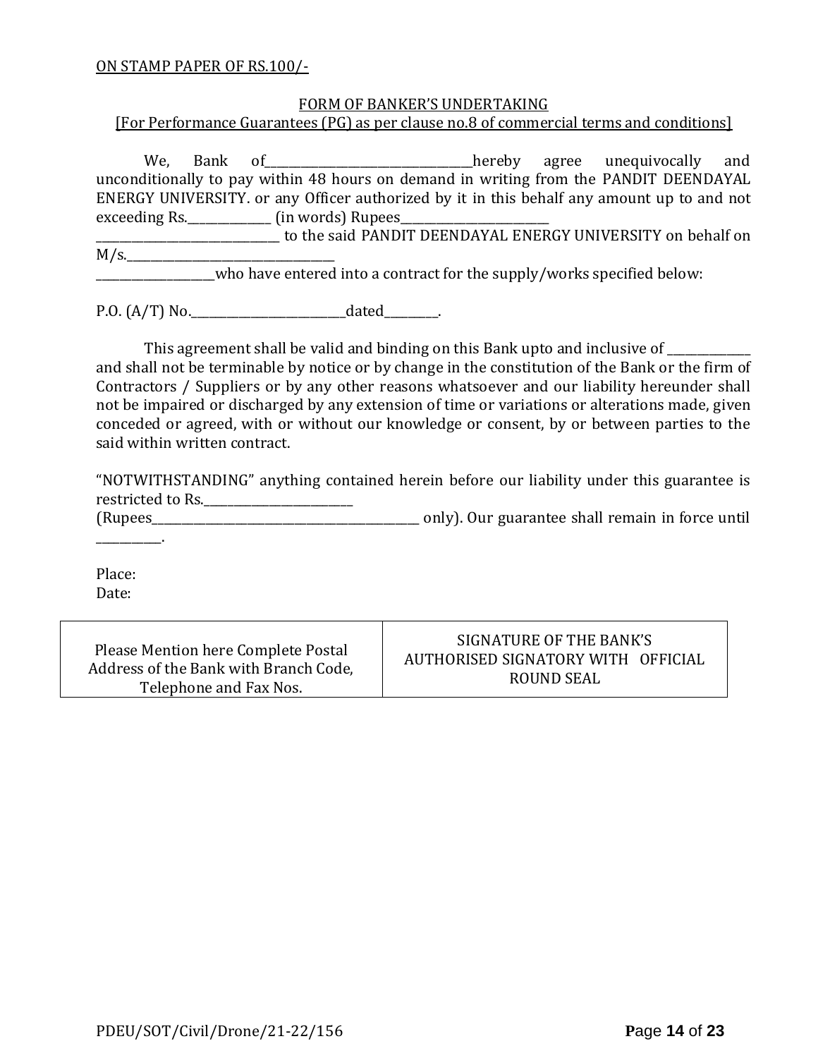ON STAMP PAPER OF RS.100/-

FORM OF BANKER'S UNDERTAKING
[For Performance Guarantees (PG) as per clause no.8 of commercial terms and conditions]

We, Bank of___________________________________hereby agree unequivocally and unconditionally to pay within 48 hours on demand in writing from the PANDIT DEENDAYAL ENERGY UNIVERSITY. or any Officer authorized by it in this behalf any amount up to and not exceeding Rs.______________ (in words) Rupees_________________________ _______________________________ to the said PANDIT DEENDAYAL ENERGY UNIVERSITY on behalf on M/s.___________________________________ ___________________who have entered into a contract for the supply/works specified below:

P.O. (A/T) No.__________________________dated_________.

This agreement shall be valid and binding on this Bank upto and inclusive of ______________ and shall not be terminable by notice or by change in the constitution of the Bank or the firm of Contractors / Suppliers or by any other reasons whatsoever and our liability hereunder shall not be impaired or discharged by any extension of time or variations or alterations made, given conceded or agreed, with or without our knowledge or consent, by or between parties to the said within written contract.

"NOTWITHSTANDING" anything contained herein before our liability under this guarantee is restricted to Rs.__________________________ (Rupees_______________________________________________ only). Our guarantee shall remain in force until ___________.

Place:
Date:

| Please Mention here Complete Postal Address of the Bank with Branch Code, Telephone and Fax Nos. | SIGNATURE OF THE BANK'S AUTHORISED SIGNATORY WITH OFFICIAL ROUND SEAL |
|---|---|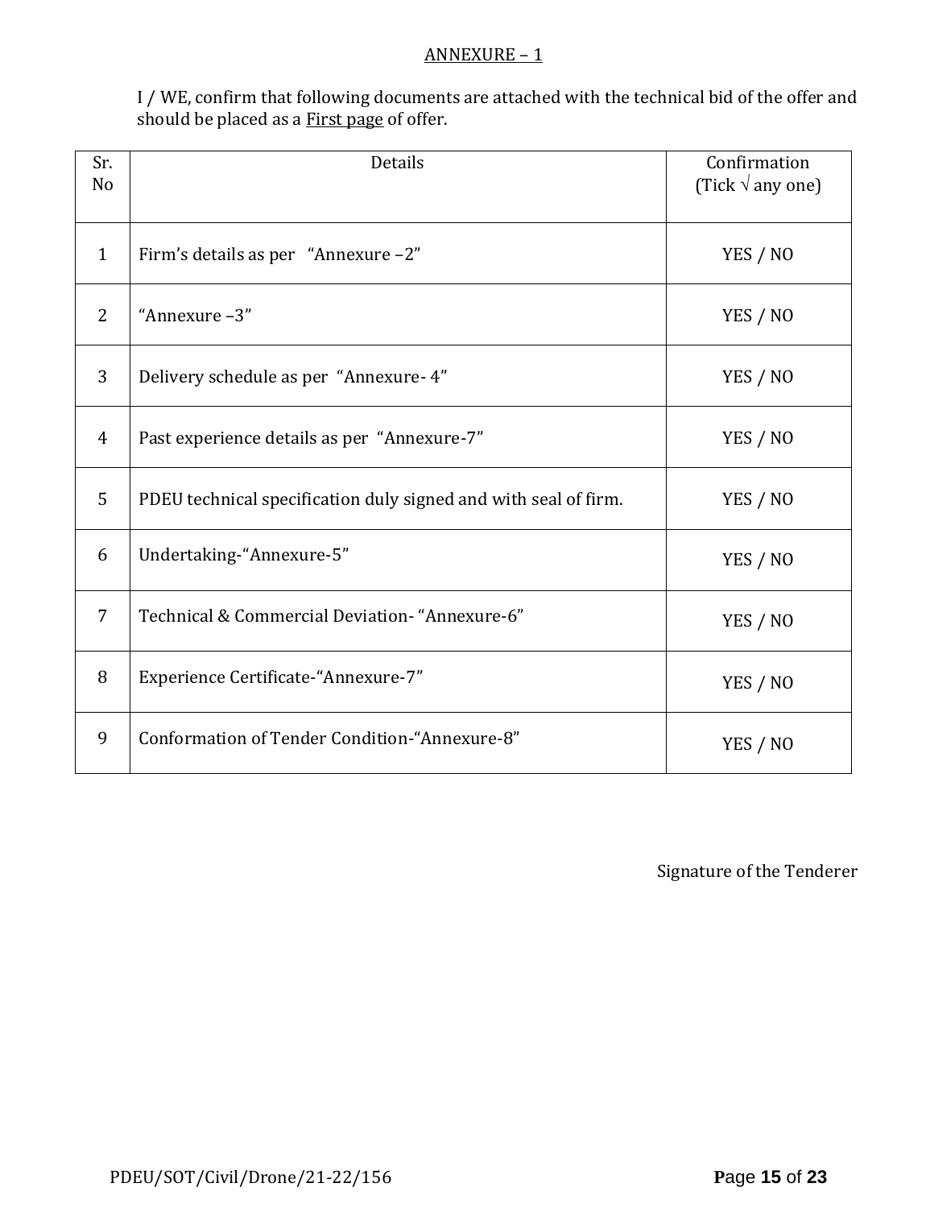## ANNEXURE – 1

I / WE, confirm that following documents are attached with the technical bid of the offer and should be placed as a First page of offer.

| Sr. No | Details | Confirmation (Tick √ any one) |
|---|---|---|
| 1 | Firm's details as per "Annexure –2" | YES / NO |
| 2 | "Annexure –3" | YES / NO |
| 3 | Delivery schedule as per "Annexure- 4" | YES / NO |
| 4 | Past experience details as per "Annexure-7" | YES / NO |
| 5 | PDEU technical specification duly signed and with seal of firm. | YES / NO |
| 6 | Undertaking-"Annexure-5" | YES / NO |
| 7 | Technical & Commercial Deviation- "Annexure-6" | YES / NO |
| 8 | Experience Certificate-"Annexure-7" | YES / NO |
| 9 | Conformation of Tender Condition-"Annexure-8" | YES / NO |

Signature of the Tenderer

PDEU/SOT/Civil/Drone/21-22/156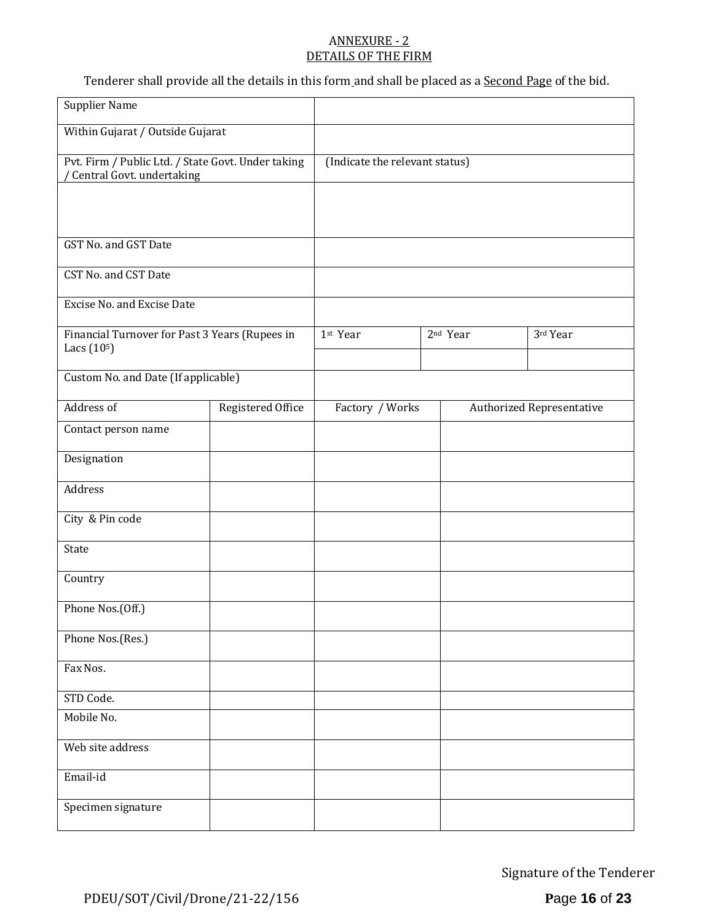## ANNEXURE - 2
## DETAILS OF THE FIRM

Tenderer shall provide all the details in this form and shall be placed as a Second Page of the bid.

| | | | |
|---|---|---|---|
| Supplier Name | | | |
| Within Gujarat / Outside Gujarat | | | |
| Pvt. Firm / Public Ltd. / State Govt. Under taking / Central Govt. undertaking | (Indicate the relevant status) | | |
| | | | |
| GST No. and GST Date | | | |
| CST No. and CST Date | | | |
| Excise No. and Excise Date | | | |
| Financial Turnover for Past 3 Years (Rupees in Lacs ($10^5$) | 1st Year | 2nd Year | 3rd Year |
| | | | |
| Custom No. and Date (If applicable) | | | |

| Address of | Registered Office | Factory / Works | Authorized Representative |
|---|---|---|---|
| Contact person name | | | |
| Designation | | | |
| Address | | | |
| City & Pin code | | | |
| State | | | |
| Country | | | |
| Phone Nos.(Off.) | | | |
| Phone Nos.(Res.) | | | |
| Fax Nos. | | | |
| STD Code. | | | |
| Mobile No. | | | |
| Web site address | | | |
| Email-id | | | |
| Specimen signature | | | |

Signature of the Tenderer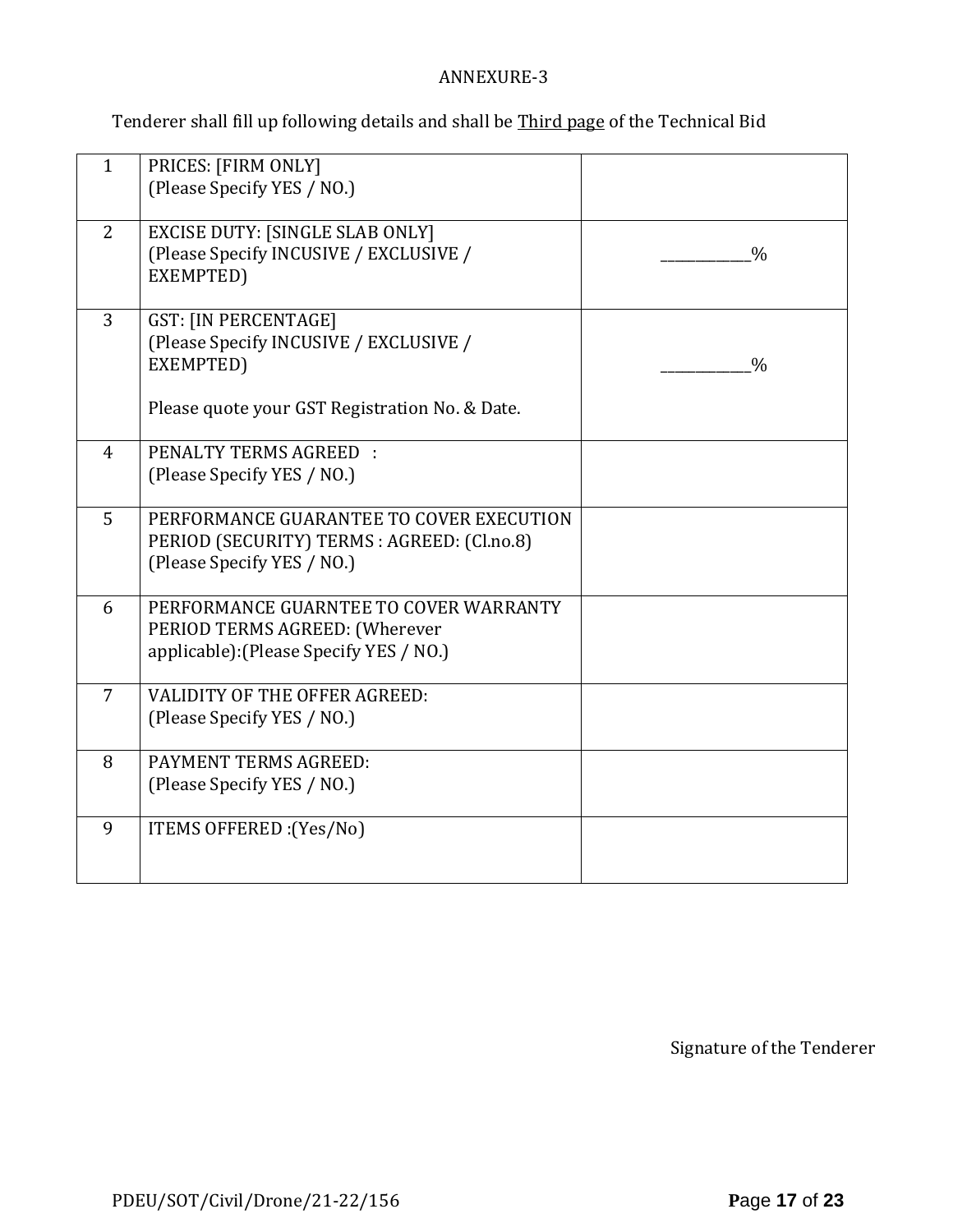ANNEXURE-3

Tenderer shall fill up following details and shall be <u>Third page</u> of the Technical Bid

| | | |
|---|---|---|
| 1 | PRICES: [FIRM ONLY]<br>(Please Specify YES / NO.) | |
| 2 | EXCISE DUTY: [SINGLE SLAB ONLY]<br>(Please Specify INCUSIVE / EXCLUSIVE / EXEMPTED) | ____________% |
| 3 | GST: [IN PERCENTAGE]<br>(Please Specify INCUSIVE / EXCLUSIVE / EXEMPTED)<br><br>Please quote your GST Registration No. & Date. | ____________% |
| 4 | PENALTY TERMS AGREED :<br>(Please Specify YES / NO.) | |
| 5 | PERFORMANCE GUARANTEE TO COVER EXECUTION PERIOD (SECURITY) TERMS : AGREED: (Cl.no.8)<br>(Please Specify YES / NO.) | |
| 6 | PERFORMANCE GUARNTEE TO COVER WARRANTY PERIOD TERMS AGREED: (Wherever applicable):(Please Specify YES / NO.) | |
| 7 | VALIDITY OF THE OFFER AGREED:<br>(Please Specify YES / NO.) | |
| 8 | PAYMENT TERMS AGREED:<br>(Please Specify YES / NO.) | |
| 9 | ITEMS OFFERED :(Yes/No) | |

Signature of the Tenderer

PDEU/SOT/Civil/Drone/21-22/156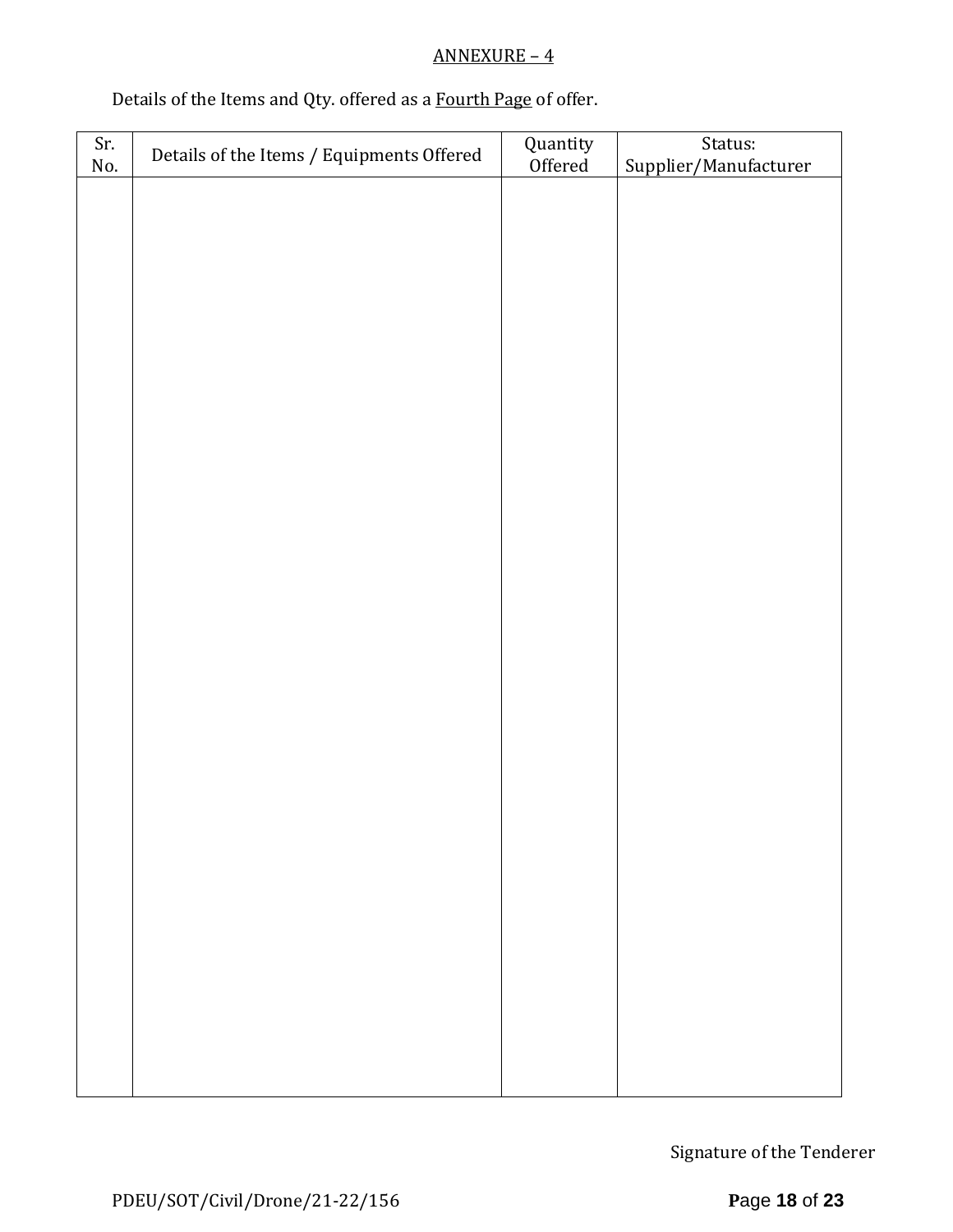ANNEXURE – 4

Details of the Items and Qty. offered as a Fourth Page of offer.

| Sr. No. | Details of the Items / Equipments Offered | Quantity Offered | Status: Supplier/Manufacturer |
|---|---|---|---|
| | | | |

Signature of the Tenderer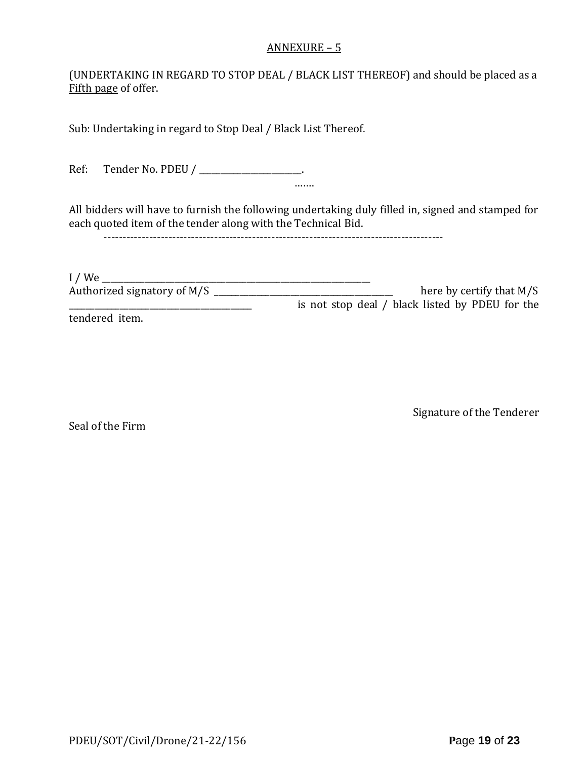## ANNEXURE – 5

(UNDERTAKING IN REGARD TO STOP DEAL / BLACK LIST THEREOF) and should be placed as a Fifth page of offer.

Sub: Undertaking in regard to Stop Deal / Black List Thereof.

Ref: Tender No. PDEU / _______________________.

…….

All bidders will have to furnish the following undertaking duly filled in, signed and stamped for each quoted item of the tender along with the Technical Bid.

-------------------------------------------------------------------------------------------

I / We ________________________________________________________________
Authorized signatory of M/S ________________________________________ here by certify that M/S ________________________________________ is not stop deal / black listed by PDEU for the tendered item.

Signature of the Tenderer

Seal of the Firm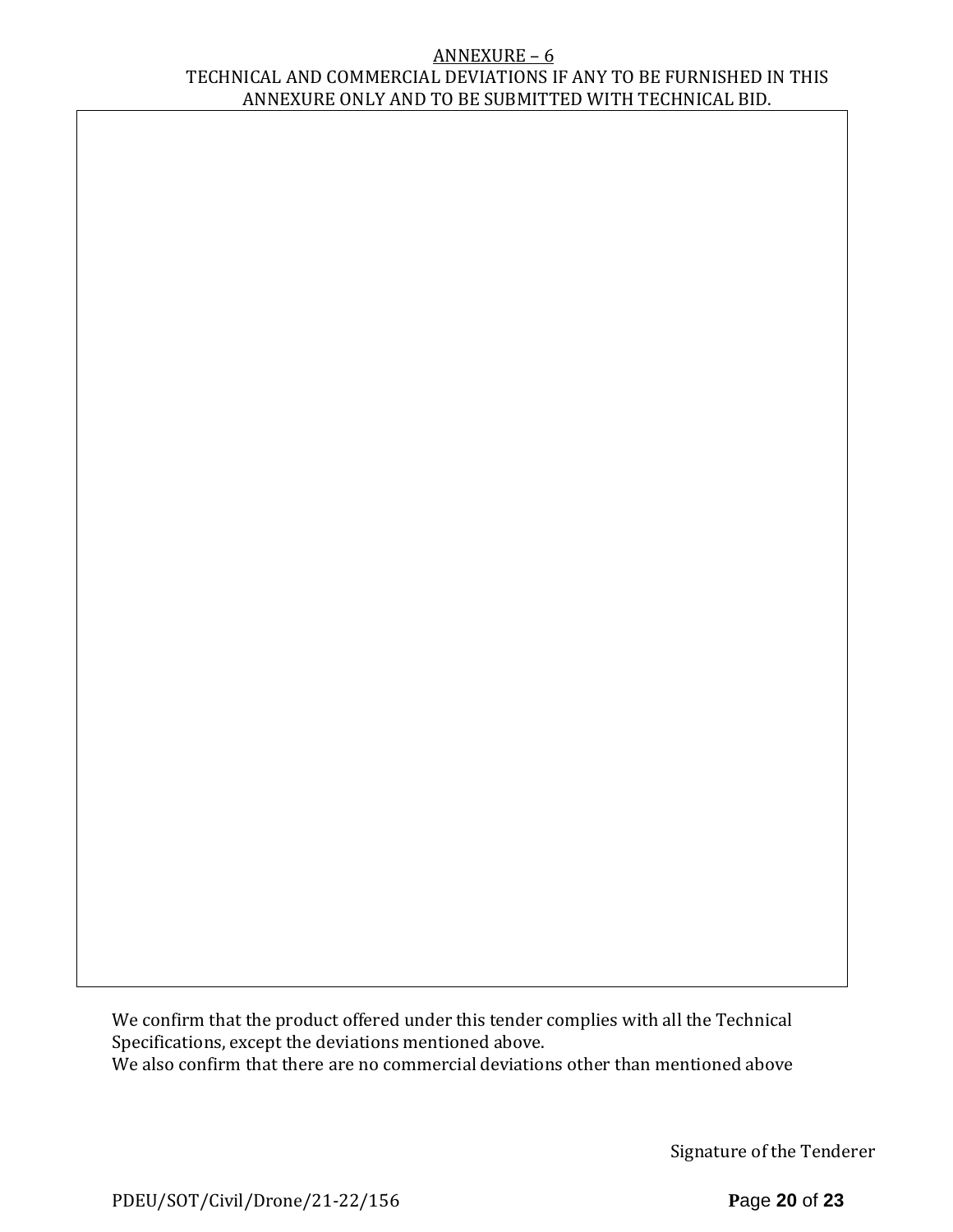# ANNEXURE – 6

## TECHNICAL AND COMMERCIAL DEVIATIONS IF ANY TO BE FURNISHED IN THIS ANNEXURE ONLY AND TO BE SUBMITTED WITH TECHNICAL BID.

|   |
|---|
|   |

We confirm that the product offered under this tender complies with all the Technical Specifications, except the deviations mentioned above.
We also confirm that there are no commercial deviations other than mentioned above

Signature of the Tenderer

PDEU/SOT/Civil/Drone/21-22/156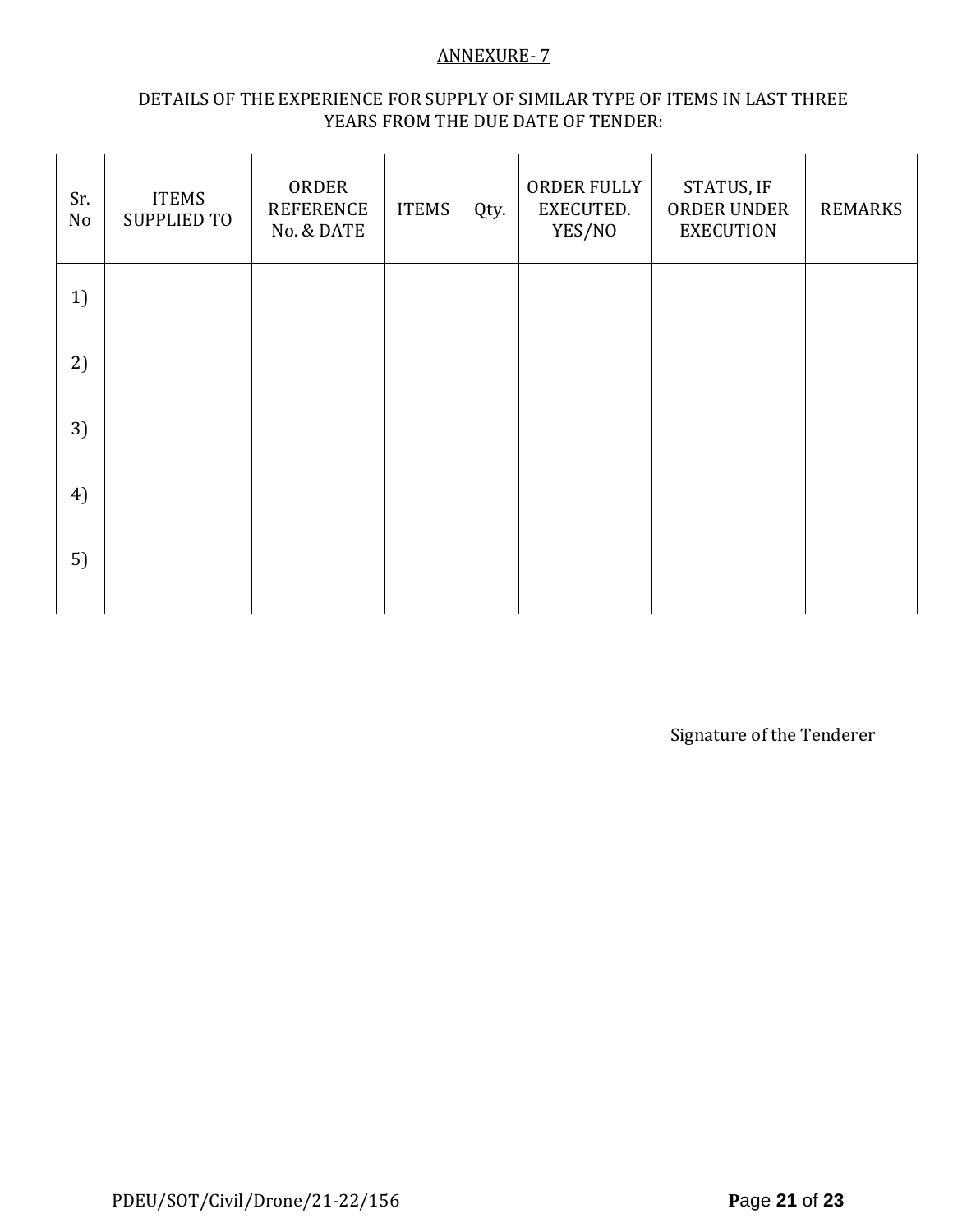ANNEXURE- 7

DETAILS OF THE EXPERIENCE FOR SUPPLY OF SIMILAR TYPE OF ITEMS IN LAST THREE YEARS FROM THE DUE DATE OF TENDER:

| Sr. No | ITEMS SUPPLIED TO | ORDER REFERENCE No. & DATE | ITEMS | Qty. | ORDER FULLY EXECUTED. YES/NO | STATUS, IF ORDER UNDER EXECUTION | REMARKS |
|---|---|---|---|---|---|---|---|
| 1) | | | | | | | |
| 2) | | | | | | | |
| 3) | | | | | | | |
| 4) | | | | | | | |
| 5) | | | | | | | |

Signature of the Tenderer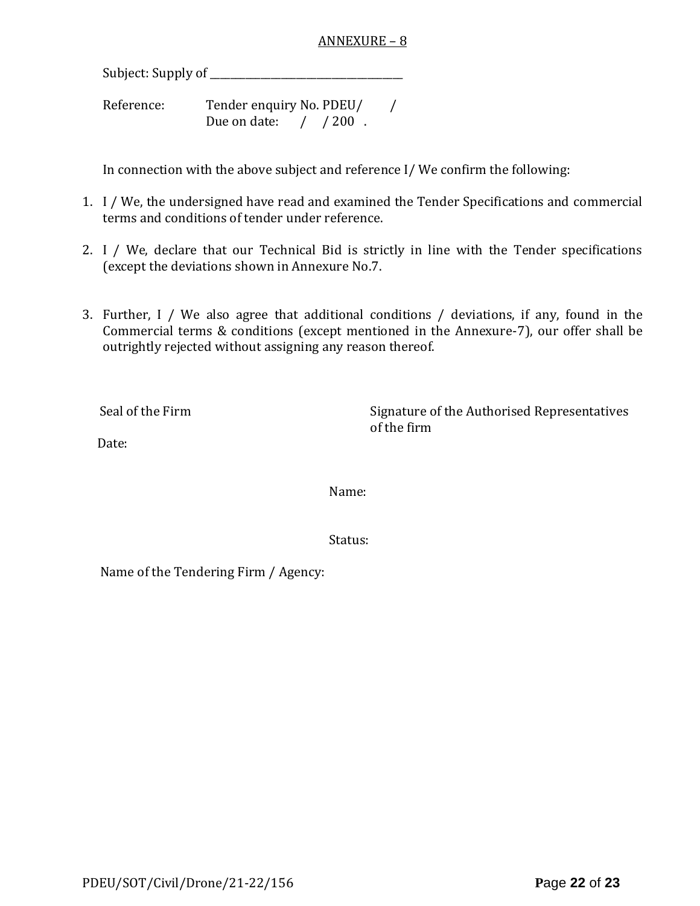# ANNEXURE – 8

Subject: Supply of _______________________________________

Reference: Tender enquiry No. PDEU/ /
Due on date: / / 200 .

In connection with the above subject and reference I/ We confirm the following:

1. I / We, the undersigned have read and examined the Tender Specifications and commercial terms and conditions of tender under reference.

2. I / We, declare that our Technical Bid is strictly in line with the Tender specifications (except the deviations shown in Annexure No.7.

3. Further, I / We also agree that additional conditions / deviations, if any, found in the Commercial terms & conditions (except mentioned in the Annexure-7), our offer shall be outrightly rejected without assigning any reason thereof.

Seal of the Firm

Signature of the Authorised Representatives of the firm

Date:

Name:

Status:

Name of the Tendering Firm / Agency: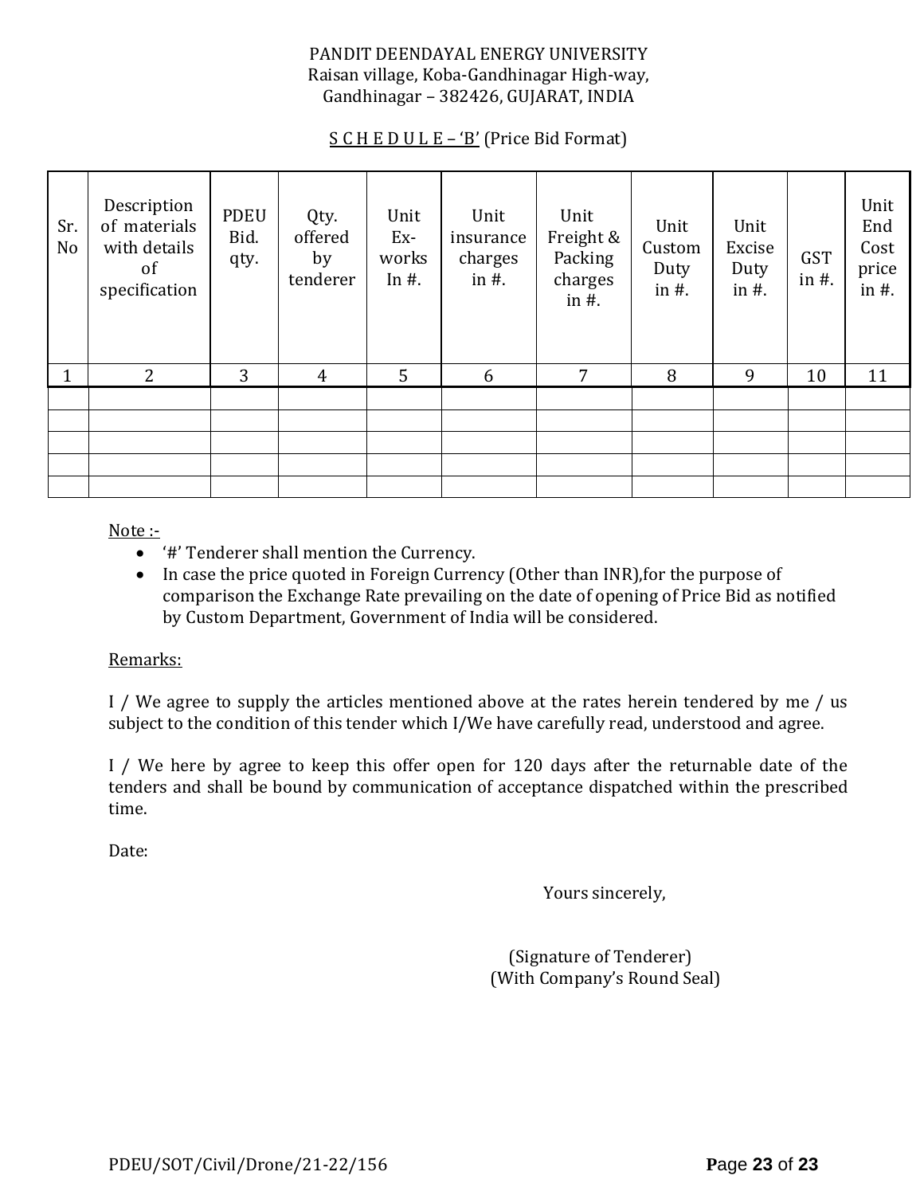PANDIT DEENDAYAL ENERGY UNIVERSITY
Raisan village, Koba-Gandhinagar High-way,
Gandhinagar – 382426, GUJARAT, INDIA

S C H E D U L E – 'B' (Price Bid Format)

| Sr. No | Description of materials with details of specification | PDEU Bid. qty. | Qty. offered by tenderer | Unit Ex-works In #. | Unit insurance charges in #. | Unit Freight & Packing charges in #. | Unit Custom Duty in #. | Unit Excise Duty in #. | GST in #. | Unit End Cost price in #. |
|---|---|---|---|---|---|---|---|---|---|---|
| 1 | 2 | 3 | 4 | 5 | 6 | 7 | 8 | 9 | 10 | 11 |
| | | | | | | | | | | |
| | | | | | | | | | | |
| | | | | | | | | | | |
| | | | | | | | | | | |
| | | | | | | | | | | |

Note :-

- '#' Tenderer shall mention the Currency.
- In case the price quoted in Foreign Currency (Other than INR),for the purpose of comparison the Exchange Rate prevailing on the date of opening of Price Bid as notified by Custom Department, Government of India will be considered.

Remarks:

I / We agree to supply the articles mentioned above at the rates herein tendered by me / us subject to the condition of this tender which I/We have carefully read, understood and agree.

I / We here by agree to keep this offer open for 120 days after the returnable date of the tenders and shall be bound by communication of acceptance dispatched within the prescribed time.

Date:

Yours sincerely,

(Signature of Tenderer)
(With Company's Round Seal)